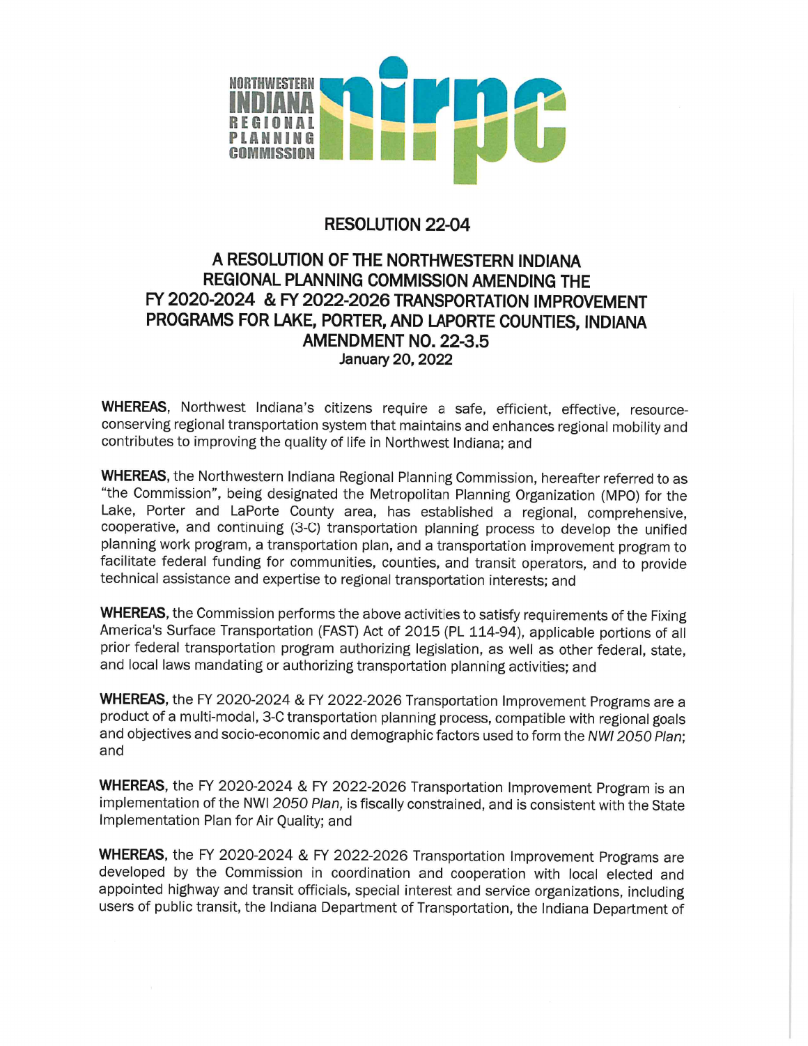NORTHWESTERN INDIANA REGIONAL PLANNING COMMISSION nirpc

# RESOLUTION 22-04

## A RESOLUTION OF THE NORTHWESTERN INDIANA REGIONAL PLANNING COMMISSION AMENDING THE FY 2020-2024 & FY 2022-2026 TRANSPORTATION IMPROVEMENT PROGRAMS FOR LAKE, PORTER, AND LAPORTE COUNTIES, INDIANA AMENDMENT NO. 22-3.5

**January 20, 2022**

**WHEREAS**, Northwest Indiana's citizens require a safe, efficient, effective, resource-conserving regional transportation system that maintains and enhances regional mobility and contributes to improving the quality of life in Northwest Indiana; and

**WHEREAS**, the Northwestern Indiana Regional Planning Commission, hereafter referred to as "the Commission", being designated the Metropolitan Planning Organization (MPO) for the Lake, Porter and LaPorte County area, has established a regional, comprehensive, cooperative, and continuing (3-C) transportation planning process to develop the unified planning work program, a transportation plan, and a transportation improvement program to facilitate federal funding for communities, counties, and transit operators, and to provide technical assistance and expertise to regional transportation interests; and

**WHEREAS**, the Commission performs the above activities to satisfy requirements of the Fixing America's Surface Transportation (FAST) Act of 2015 (PL 114-94), applicable portions of all prior federal transportation program authorizing legislation, as well as other federal, state, and local laws mandating or authorizing transportation planning activities; and

**WHEREAS**, the FY 2020-2024 & FY 2022-2026 Transportation Improvement Programs are a product of a multi-modal, 3-C transportation planning process, compatible with regional goals and objectives and socio-economic and demographic factors used to form the *NWI 2050 Plan*; and

**WHEREAS**, the FY 2020-2024 & FY 2022-2026 Transportation Improvement Program is an implementation of the NWI *2050 Plan*, is fiscally constrained, and is consistent with the State Implementation Plan for Air Quality; and

**WHEREAS**, the FY 2020-2024 & FY 2022-2026 Transportation Improvement Programs are developed by the Commission in coordination and cooperation with local elected and appointed highway and transit officials, special interest and service organizations, including users of public transit, the Indiana Department of Transportation, the Indiana Department of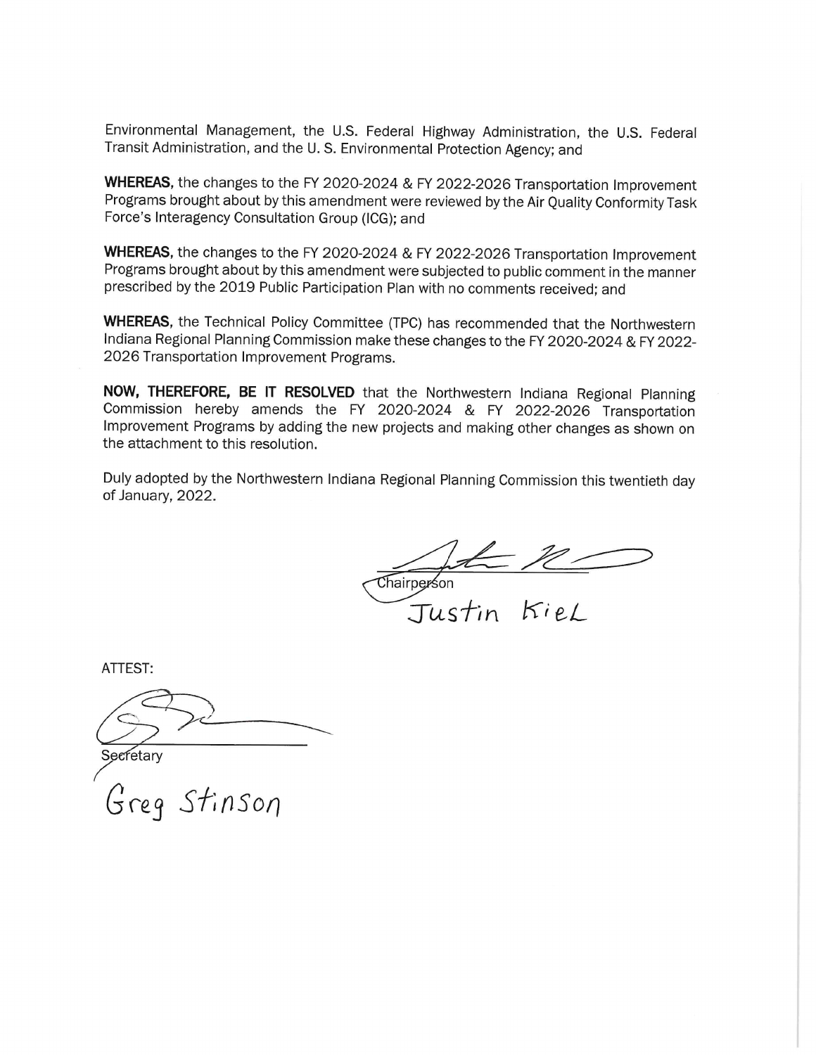Environmental Management, the U.S. Federal Highway Administration, the U.S. Federal Transit Administration, and the U. S. Environmental Protection Agency; and

**WHEREAS**, the changes to the FY 2020-2024 & FY 2022-2026 Transportation Improvement Programs brought about by this amendment were reviewed by the Air Quality Conformity Task Force's Interagency Consultation Group (ICG); and

**WHEREAS**, the changes to the FY 2020-2024 & FY 2022-2026 Transportation Improvement Programs brought about by this amendment were subjected to public comment in the manner prescribed by the 2019 Public Participation Plan with no comments received; and

**WHEREAS**, the Technical Policy Committee (TPC) has recommended that the Northwestern Indiana Regional Planning Commission make these changes to the FY 2020-2024 & FY 2022-2026 Transportation Improvement Programs.

**NOW, THEREFORE, BE IT RESOLVED** that the Northwestern Indiana Regional Planning Commission hereby amends the FY 2020-2024 & FY 2022-2026 Transportation Improvement Programs by adding the new projects and making other changes as shown on the attachment to this resolution.

Duly adopted by the Northwestern Indiana Regional Planning Commission this twentieth day of January, 2022.

Chairperson

Justin Kiel

ATTEST:

Secretary

Greg Stinson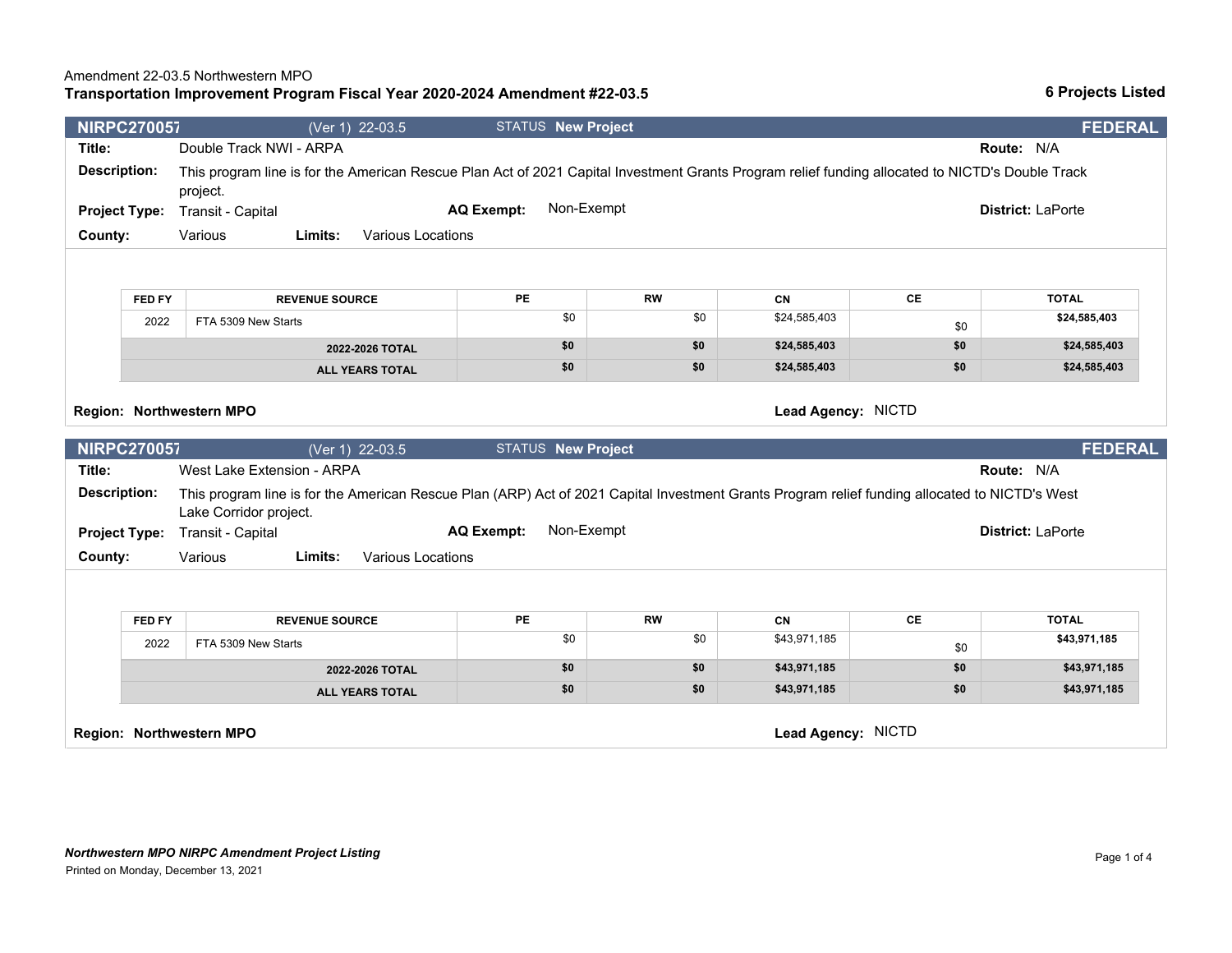Amendment 22-03.5 Northwestern MPO

**Transportation Improvement Program Fiscal Year 2020-2024 Amendment #22-03.5** — **6 Projects Listed**

---

**NIRPC270057** (Ver 1) 22-03.5 STATUS **New Project** **FEDERAL**

**Title:** Double Track NWI - ARPA **Route:** N/A

**Description:** This program line is for the American Rescue Plan Act of 2021 Capital Investment Grants Program relief funding allocated to NICTD's Double Track project.

**Project Type:** Transit - Capital **AQ Exempt:** Non-Exempt **District:** LaPorte

**County:** Various **Limits:** Various Locations

| FED FY | REVENUE SOURCE | PE | RW | CN | CE | TOTAL |
|---|---|---|---|---|---|---|
| 2022 | FTA 5309 New Starts | $0 | $0 | $24,585,403 | $0 | **$24,585,403** |
| | **2022-2026 TOTAL** | **$0** | **$0** | **$24,585,403** | **$0** | **$24,585,403** |
| | **ALL YEARS TOTAL** | **$0** | **$0** | **$24,585,403** | **$0** | **$24,585,403** |

**Region: Northwestern MPO** **Lead Agency:** NICTD

---

**NIRPC270057** (Ver 1) 22-03.5 STATUS **New Project** **FEDERAL**

**Title:** West Lake Extension - ARPA **Route:** N/A

**Description:** This program line is for the American Rescue Plan (ARP) Act of 2021 Capital Investment Grants Program relief funding allocated to NICTD's West Lake Corridor project.

**Project Type:** Transit - Capital **AQ Exempt:** Non-Exempt **District:** LaPorte

**County:** Various **Limits:** Various Locations

| FED FY | REVENUE SOURCE | PE | RW | CN | CE | TOTAL |
|---|---|---|---|---|---|---|
| 2022 | FTA 5309 New Starts | $0 | $0 | $43,971,185 | $0 | **$43,971,185** |
| | **2022-2026 TOTAL** | **$0** | **$0** | **$43,971,185** | **$0** | **$43,971,185** |
| | **ALL YEARS TOTAL** | **$0** | **$0** | **$43,971,185** | **$0** | **$43,971,185** |

**Region: Northwestern MPO** **Lead Agency:** NICTD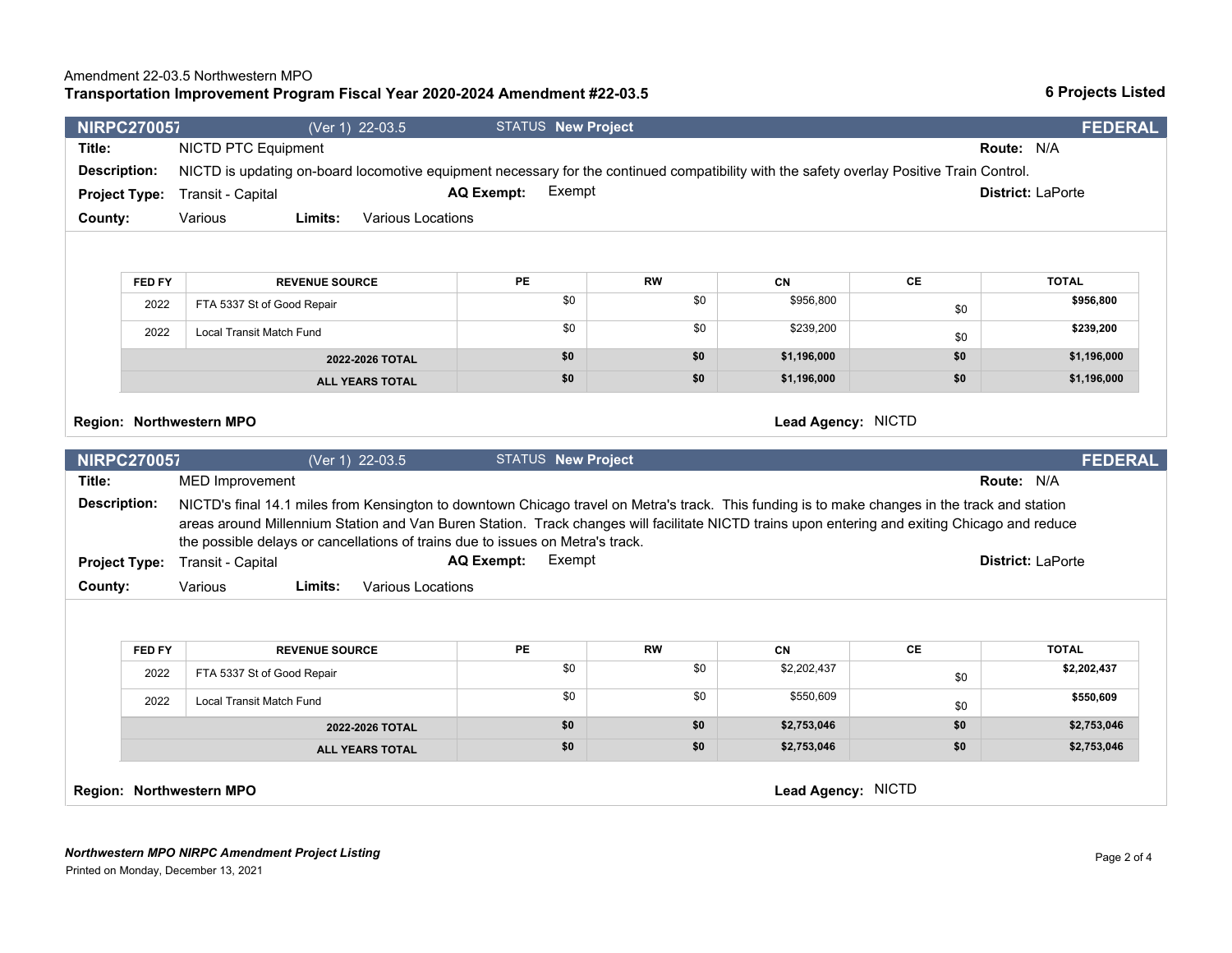Amendment 22-03.5 Northwestern MPO

**Transportation Improvement Program Fiscal Year 2020-2024 Amendment #22-03.5** **6 Projects Listed**

## NIRPC270057 (Ver 1) 22-03.5 STATUS **New Project** **FEDERAL**

**Title:** NICTD PTC Equipment **Route:** N/A

**Description:** NICTD is updating on-board locomotive equipment necessary for the continued compatibility with the safety overlay Positive Train Control.

**Project Type:** Transit - Capital **AQ Exempt:** Exempt **District:** LaPorte

**County:** Various **Limits:** Various Locations

| FED FY | REVENUE SOURCE | PE | RW | CN | CE | TOTAL |
|---|---|---|---|---|---|---|
| 2022 | FTA 5337 St of Good Repair | $0 | $0 | $956,800 | $0 | **$956,800** |
| 2022 | Local Transit Match Fund | $0 | $0 | $239,200 | $0 | **$239,200** |
| | **2022-2026 TOTAL** | **$0** | **$0** | **$1,196,000** | **$0** | **$1,196,000** |
| | **ALL YEARS TOTAL** | **$0** | **$0** | **$1,196,000** | **$0** | **$1,196,000** |

**Region: Northwestern MPO** **Lead Agency:** NICTD

## NIRPC270057 (Ver 1) 22-03.5 STATUS **New Project** **FEDERAL**

**Title:** MED Improvement **Route:** N/A

**Description:** NICTD's final 14.1 miles from Kensington to downtown Chicago travel on Metra's track. This funding is to make changes in the track and station areas around Millennium Station and Van Buren Station. Track changes will facilitate NICTD trains upon entering and exiting Chicago and reduce the possible delays or cancellations of trains due to issues on Metra's track.

**Project Type:** Transit - Capital **AQ Exempt:** Exempt **District:** LaPorte

**County:** Various **Limits:** Various Locations

| FED FY | REVENUE SOURCE | PE | RW | CN | CE | TOTAL |
|---|---|---|---|---|---|---|
| 2022 | FTA 5337 St of Good Repair | $0 | $0 | $2,202,437 | $0 | **$2,202,437** |
| 2022 | Local Transit Match Fund | $0 | $0 | $550,609 | $0 | **$550,609** |
| | **2022-2026 TOTAL** | **$0** | **$0** | **$2,753,046** | **$0** | **$2,753,046** |
| | **ALL YEARS TOTAL** | **$0** | **$0** | **$2,753,046** | **$0** | **$2,753,046** |

**Region: Northwestern MPO** **Lead Agency:** NICTD

***Northwestern MPO NIRPC Amendment Project Listing***

Printed on Monday, December 13, 2021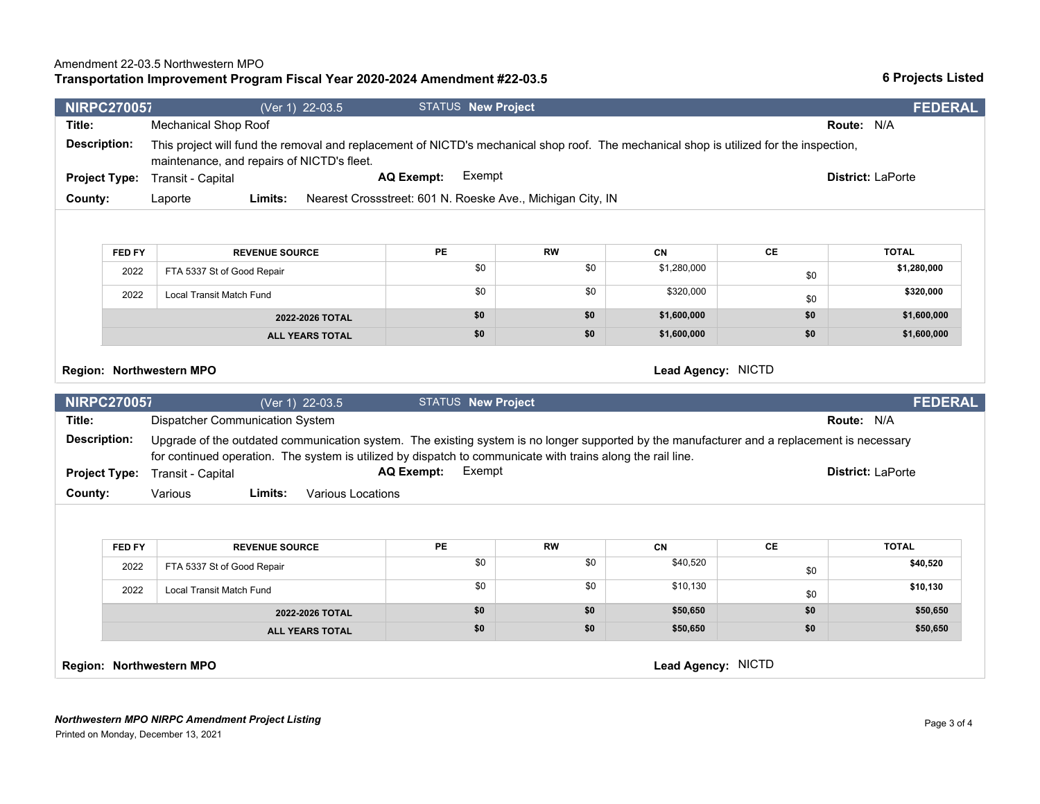Amendment 22-03.5 Northwestern MPO

**Transportation Improvement Program Fiscal Year 2020-2024 Amendment #22-03.5** **6 Projects Listed**

| **NIRPC270057** | (Ver 1) 22-03.5 | STATUS **New Project** | **FEDERAL** |
|---|---|---|---|

**Title:** Mechanical Shop Roof **Route:** N/A

**Description:** This project will fund the removal and replacement of NICTD's mechanical shop roof. The mechanical shop is utilized for the inspection, maintenance, and repairs of NICTD's fleet.

**Project Type:** Transit - Capital **AQ Exempt:** Exempt **District:** LaPorte

**County:** Laporte **Limits:** Nearest Crossstreet: 601 N. Roeske Ave., Michigan City, IN

| FED FY | REVENUE SOURCE | PE | RW | CN | CE | TOTAL |
|---|---|---|---|---|---|---|
| 2022 | FTA 5337 St of Good Repair | $0 | $0 | $1,280,000 | $0 | **$1,280,000** |
| 2022 | Local Transit Match Fund | $0 | $0 | $320,000 | $0 | **$320,000** |
| | **2022-2026 TOTAL** | **$0** | **$0** | **$1,600,000** | **$0** | **$1,600,000** |
| | **ALL YEARS TOTAL** | **$0** | **$0** | **$1,600,000** | **$0** | **$1,600,000** |

**Region: Northwestern MPO** **Lead Agency:** NICTD

| **NIRPC270057** | (Ver 1) 22-03.5 | STATUS **New Project** | **FEDERAL** |
|---|---|---|---|

**Title:** Dispatcher Communication System **Route:** N/A

**Description:** Upgrade of the outdated communication system. The existing system is no longer supported by the manufacturer and a replacement is necessary for continued operation. The system is utilized by dispatch to communicate with trains along the rail line.

**Project Type:** Transit - Capital **AQ Exempt:** Exempt **District:** LaPorte

**County:** Various **Limits:** Various Locations

| FED FY | REVENUE SOURCE | PE | RW | CN | CE | TOTAL |
|---|---|---|---|---|---|---|
| 2022 | FTA 5337 St of Good Repair | $0 | $0 | $40,520 | $0 | **$40,520** |
| 2022 | Local Transit Match Fund | $0 | $0 | $10,130 | $0 | **$10,130** |
| | **2022-2026 TOTAL** | **$0** | **$0** | **$50,650** | **$0** | **$50,650** |
| | **ALL YEARS TOTAL** | **$0** | **$0** | **$50,650** | **$0** | **$50,650** |

**Region: Northwestern MPO** **Lead Agency:** NICTD

***Northwestern MPO NIRPC Amendment Project Listing***

Printed on Monday, December 13, 2021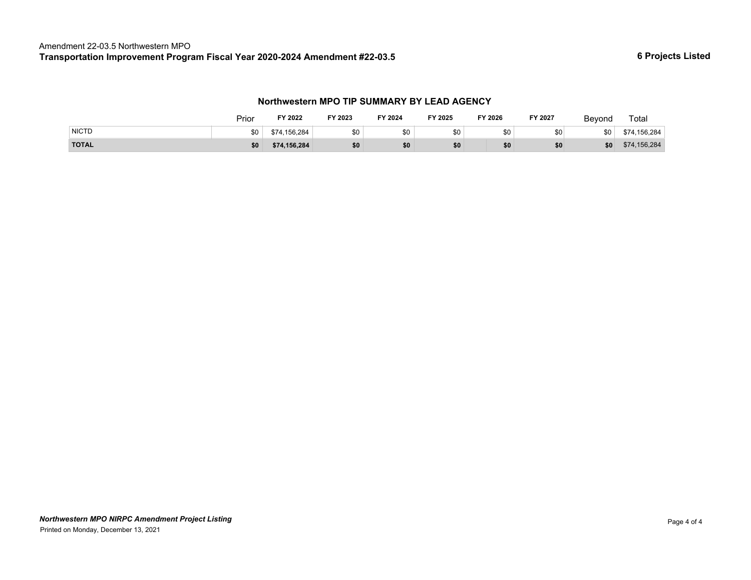Amendment 22-03.5 Northwestern MPO

**Transportation Improvement Program Fiscal Year 2020-2024 Amendment #22-03.5**

**6 Projects Listed**

## Northwestern MPO TIP SUMMARY BY LEAD AGENCY

| | Prior | FY 2022 | FY 2023 | FY 2024 | FY 2025 | FY 2026 | FY 2027 | Beyond | Total |
|---|---|---|---|---|---|---|---|---|---|
| NICTD | $0 | $74,156,284 | $0 | $0 | $0 | $0 | $0 | $0 | $74,156,284 |
| **TOTAL** | **$0** | **$74,156,284** | **$0** | **$0** | **$0** | **$0** | **$0** | **$0** | $74,156,284 |

***Northwestern MPO NIRPC Amendment Project Listing***

Printed on Monday, December 13, 2021